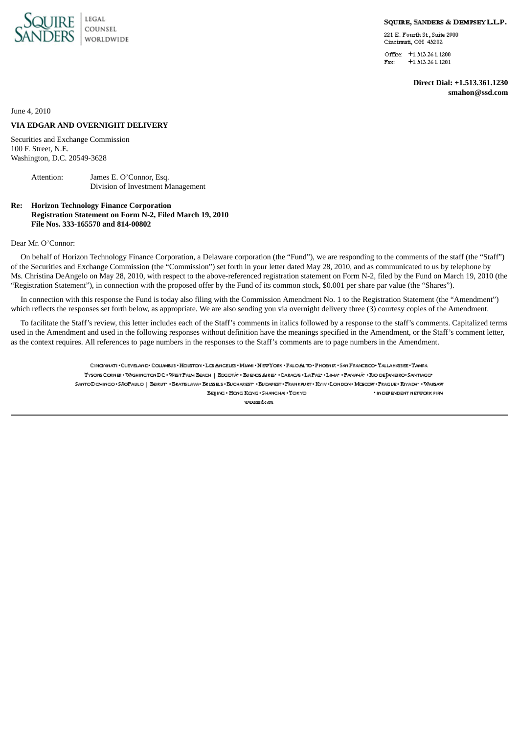SQUIRE SANDERS | LEGAL COUNSEL WORLDWIDE

SQUIRE, SANDERS & DEMPSEY L.L.P.

221 E. Fourth St., Suite 2900
Cincinnati, OH 45202

Office: +1.513.361.1200
Fax: +1.513.361.1201

**Direct Dial: +1.513.361.1230**
**smahon@ssd.com**

June 4, 2010

**VIA EDGAR AND OVERNIGHT DELIVERY**

Securities and Exchange Commission
100 F. Street, N.E.
Washington, D.C. 20549-3628

Attention: James E. O'Connor, Esq.
Division of Investment Management

**Re: Horizon Technology Finance Corporation**
**Registration Statement on Form N-2, Filed March 19, 2010**
**File Nos. 333-165570 and 814-00802**

Dear Mr. O'Connor:

On behalf of Horizon Technology Finance Corporation, a Delaware corporation (the "Fund"), we are responding to the comments of the staff (the "Staff") of the Securities and Exchange Commission (the "Commission") set forth in your letter dated May 28, 2010, and as communicated to us by telephone by Ms. Christina DeAngelo on May 28, 2010, with respect to the above-referenced registration statement on Form N-2, filed by the Fund on March 19, 2010 (the "Registration Statement"), in connection with the proposed offer by the Fund of its common stock, $0.001 per share par value (the "Shares").

In connection with this response the Fund is today also filing with the Commission Amendment No. 1 to the Registration Statement (the "Amendment") which reflects the responses set forth below, as appropriate. We are also sending you via overnight delivery three (3) courtesy copies of the Amendment.

To facilitate the Staff's review, this letter includes each of the Staff's comments in italics followed by a response to the staff's comments. Capitalized terms used in the Amendment and used in the following responses without definition have the meanings specified in the Amendment, or the Staff's comment letter, as the context requires. All references to page numbers in the responses to the Staff's comments are to page numbers in the Amendment.

CINCINNATI • CLEVELAND • COLUMBUS • HOUSTON • LOS ANGELES • MIAMI • NEW YORK • PALO ALTO • PHOENIX • SAN FRANCISCO • TALLAHASSEE • TAMPA
TYSONS CORNER • WASHINGTON DC • WEST PALM BEACH | BOGOTÁ* • BUENOS AIRES* • CARACAS • LA PAZ* • LIMA* • PANAMÁ* • RIO DE JANEIRO • SANTIAGO*
SANTO DOMINGO • SÃO PAULO | BEIRUT* • BRATISLAVA • BRUSSELS • BUCHAREST* • BUDAPEST • FRANKFURT • KYIV • LONDON • MOSCOW • PRAGUE • RIYADH* • WARSAW
BEIJING • HONG KONG • SHANGHAI • TOKYO * INDEPENDENT NETWORK FIRM

www.ssd.com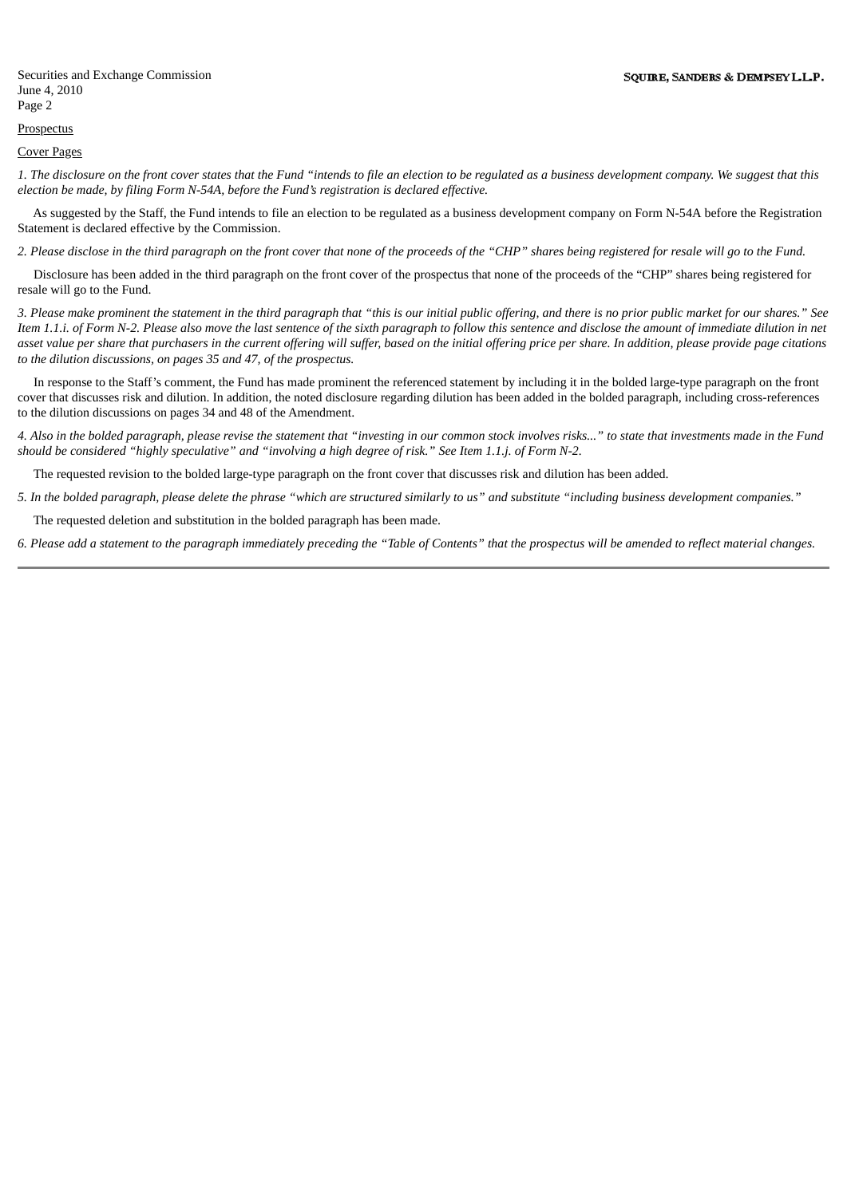Prospectus

Cover Pages

*1. The disclosure on the front cover states that the Fund "intends to file an election to be regulated as a business development company. We suggest that this election be made, by filing Form N-54A, before the Fund's registration is declared effective.*

As suggested by the Staff, the Fund intends to file an election to be regulated as a business development company on Form N-54A before the Registration Statement is declared effective by the Commission.

*2. Please disclose in the third paragraph on the front cover that none of the proceeds of the "CHP" shares being registered for resale will go to the Fund.*

Disclosure has been added in the third paragraph on the front cover of the prospectus that none of the proceeds of the "CHP" shares being registered for resale will go to the Fund.

*3. Please make prominent the statement in the third paragraph that "this is our initial public offering, and there is no prior public market for our shares." See Item 1.1.i. of Form N-2. Please also move the last sentence of the sixth paragraph to follow this sentence and disclose the amount of immediate dilution in net asset value per share that purchasers in the current offering will suffer, based on the initial offering price per share. In addition, please provide page citations to the dilution discussions, on pages 35 and 47, of the prospectus.*

In response to the Staff's comment, the Fund has made prominent the referenced statement by including it in the bolded large-type paragraph on the front cover that discusses risk and dilution. In addition, the noted disclosure regarding dilution has been added in the bolded paragraph, including cross-references to the dilution discussions on pages 34 and 48 of the Amendment.

*4. Also in the bolded paragraph, please revise the statement that "investing in our common stock involves risks..." to state that investments made in the Fund should be considered "highly speculative" and "involving a high degree of risk." See Item 1.1.j. of Form N-2.*

The requested revision to the bolded large-type paragraph on the front cover that discusses risk and dilution has been added.

*5. In the bolded paragraph, please delete the phrase "which are structured similarly to us" and substitute "including business development companies."*

The requested deletion and substitution in the bolded paragraph has been made.

*6. Please add a statement to the paragraph immediately preceding the "Table of Contents" that the prospectus will be amended to reflect material changes.*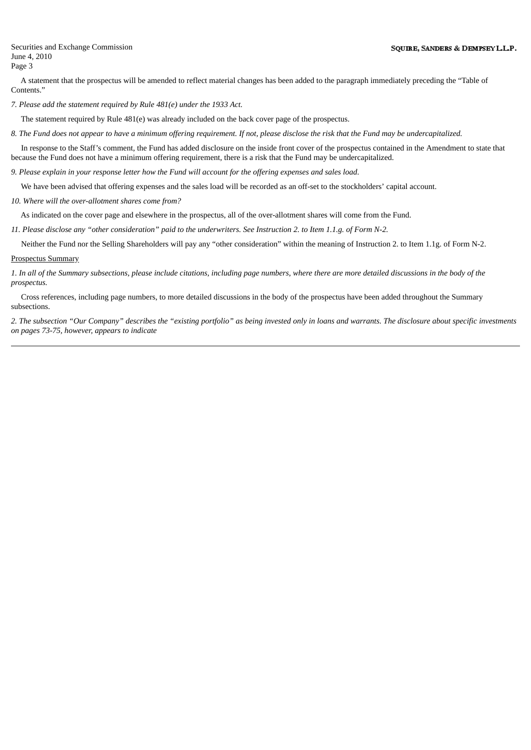A statement that the prospectus will be amended to reflect material changes has been added to the paragraph immediately preceding the "Table of Contents."

*7. Please add the statement required by Rule 481(e) under the 1933 Act.*

The statement required by Rule 481(e) was already included on the back cover page of the prospectus.

*8. The Fund does not appear to have a minimum offering requirement. If not, please disclose the risk that the Fund may be undercapitalized.*

In response to the Staff's comment, the Fund has added disclosure on the inside front cover of the prospectus contained in the Amendment to state that because the Fund does not have a minimum offering requirement, there is a risk that the Fund may be undercapitalized.

*9. Please explain in your response letter how the Fund will account for the offering expenses and sales load.*

We have been advised that offering expenses and the sales load will be recorded as an off-set to the stockholders' capital account.

*10. Where will the over-allotment shares come from?*

As indicated on the cover page and elsewhere in the prospectus, all of the over-allotment shares will come from the Fund.

*11. Please disclose any "other consideration" paid to the underwriters. See Instruction 2. to Item 1.1.g. of Form N-2.*

Neither the Fund nor the Selling Shareholders will pay any "other consideration" within the meaning of Instruction 2. to Item 1.1g. of Form N-2.

Prospectus Summary

*1. In all of the Summary subsections, please include citations, including page numbers, where there are more detailed discussions in the body of the prospectus.*

Cross references, including page numbers, to more detailed discussions in the body of the prospectus have been added throughout the Summary subsections.

*2. The subsection "Our Company" describes the "existing portfolio" as being invested only in loans and warrants. The disclosure about specific investments on pages 73-75, however, appears to indicate*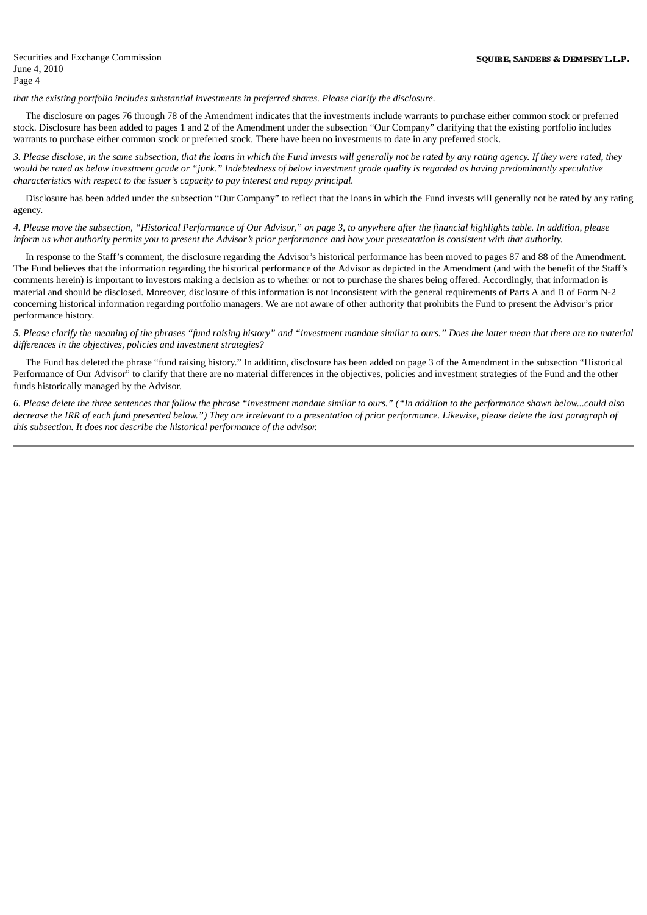*that the existing portfolio includes substantial investments in preferred shares. Please clarify the disclosure.*

The disclosure on pages 76 through 78 of the Amendment indicates that the investments include warrants to purchase either common stock or preferred stock. Disclosure has been added to pages 1 and 2 of the Amendment under the subsection "Our Company" clarifying that the existing portfolio includes warrants to purchase either common stock or preferred stock. There have been no investments to date in any preferred stock.

*3. Please disclose, in the same subsection, that the loans in which the Fund invests will generally not be rated by any rating agency. If they were rated, they would be rated as below investment grade or "junk." Indebtedness of below investment grade quality is regarded as having predominantly speculative characteristics with respect to the issuer's capacity to pay interest and repay principal.*

Disclosure has been added under the subsection "Our Company" to reflect that the loans in which the Fund invests will generally not be rated by any rating agency.

*4. Please move the subsection, "Historical Performance of Our Advisor," on page 3, to anywhere after the financial highlights table. In addition, please inform us what authority permits you to present the Advisor's prior performance and how your presentation is consistent with that authority.*

In response to the Staff's comment, the disclosure regarding the Advisor's historical performance has been moved to pages 87 and 88 of the Amendment. The Fund believes that the information regarding the historical performance of the Advisor as depicted in the Amendment (and with the benefit of the Staff's comments herein) is important to investors making a decision as to whether or not to purchase the shares being offered. Accordingly, that information is material and should be disclosed. Moreover, disclosure of this information is not inconsistent with the general requirements of Parts A and B of Form N-2 concerning historical information regarding portfolio managers. We are not aware of other authority that prohibits the Fund to present the Advisor's prior performance history.

*5. Please clarify the meaning of the phrases "fund raising history" and "investment mandate similar to ours." Does the latter mean that there are no material differences in the objectives, policies and investment strategies?*

The Fund has deleted the phrase "fund raising history." In addition, disclosure has been added on page 3 of the Amendment in the subsection "Historical Performance of Our Advisor" to clarify that there are no material differences in the objectives, policies and investment strategies of the Fund and the other funds historically managed by the Advisor.

*6. Please delete the three sentences that follow the phrase "investment mandate similar to ours." ("In addition to the performance shown below...could also decrease the IRR of each fund presented below.") They are irrelevant to a presentation of prior performance. Likewise, please delete the last paragraph of this subsection. It does not describe the historical performance of the advisor.*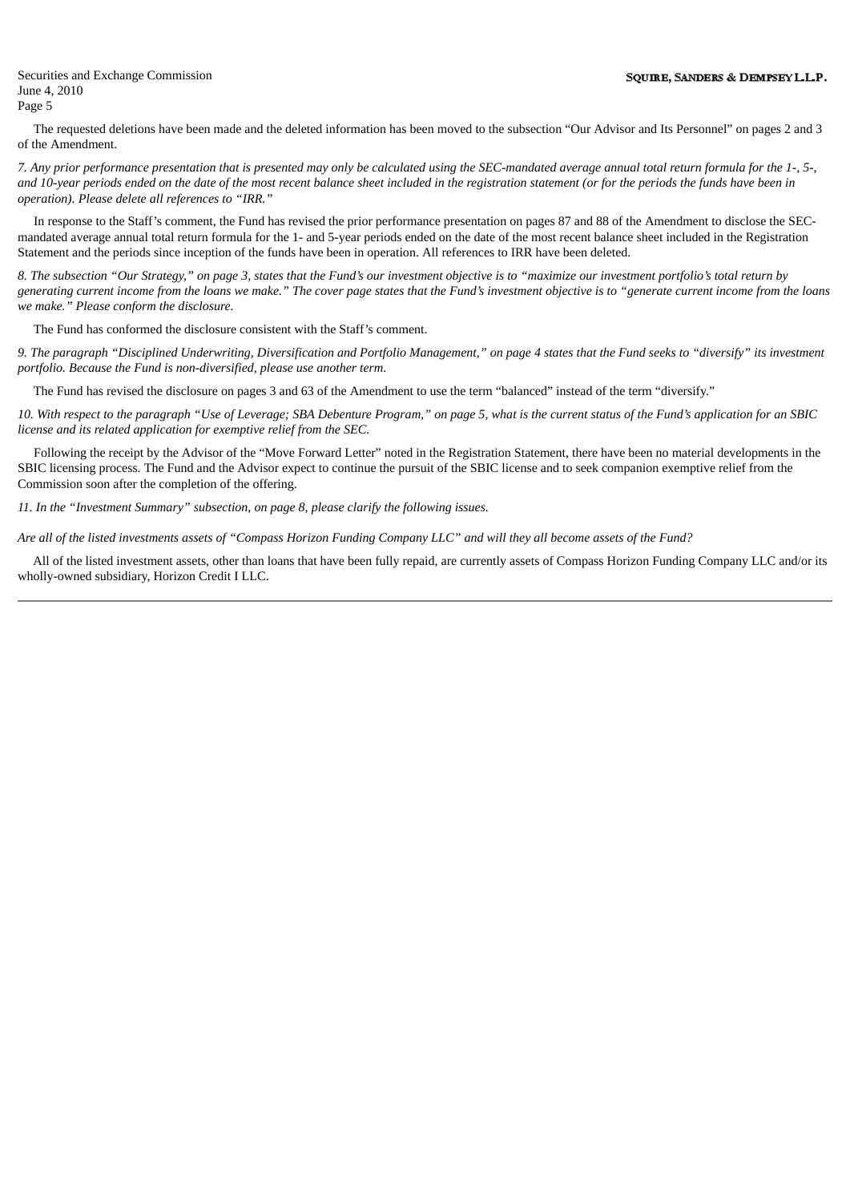The requested deletions have been made and the deleted information has been moved to the subsection "Our Advisor and Its Personnel" on pages 2 and 3 of the Amendment.

*7. Any prior performance presentation that is presented may only be calculated using the SEC-mandated average annual total return formula for the 1-, 5-, and 10-year periods ended on the date of the most recent balance sheet included in the registration statement (or for the periods the funds have been in operation). Please delete all references to "IRR."*

In response to the Staff's comment, the Fund has revised the prior performance presentation on pages 87 and 88 of the Amendment to disclose the SEC-mandated average annual total return formula for the 1- and 5-year periods ended on the date of the most recent balance sheet included in the Registration Statement and the periods since inception of the funds have been in operation. All references to IRR have been deleted.

*8. The subsection "Our Strategy," on page 3, states that the Fund's our investment objective is to "maximize our investment portfolio's total return by generating current income from the loans we make." The cover page states that the Fund's investment objective is to "generate current income from the loans we make." Please conform the disclosure.*

The Fund has conformed the disclosure consistent with the Staff's comment.

*9. The paragraph "Disciplined Underwriting, Diversification and Portfolio Management," on page 4 states that the Fund seeks to "diversify" its investment portfolio. Because the Fund is non-diversified, please use another term.*

The Fund has revised the disclosure on pages 3 and 63 of the Amendment to use the term "balanced" instead of the term "diversify."

*10. With respect to the paragraph "Use of Leverage; SBA Debenture Program," on page 5, what is the current status of the Fund's application for an SBIC license and its related application for exemptive relief from the SEC.*

Following the receipt by the Advisor of the "Move Forward Letter" noted in the Registration Statement, there have been no material developments in the SBIC licensing process. The Fund and the Advisor expect to continue the pursuit of the SBIC license and to seek companion exemptive relief from the Commission soon after the completion of the offering.

*11. In the "Investment Summary" subsection, on page 8, please clarify the following issues.*

*Are all of the listed investments assets of "Compass Horizon Funding Company LLC" and will they all become assets of the Fund?*

All of the listed investment assets, other than loans that have been fully repaid, are currently assets of Compass Horizon Funding Company LLC and/or its wholly-owned subsidiary, Horizon Credit I LLC.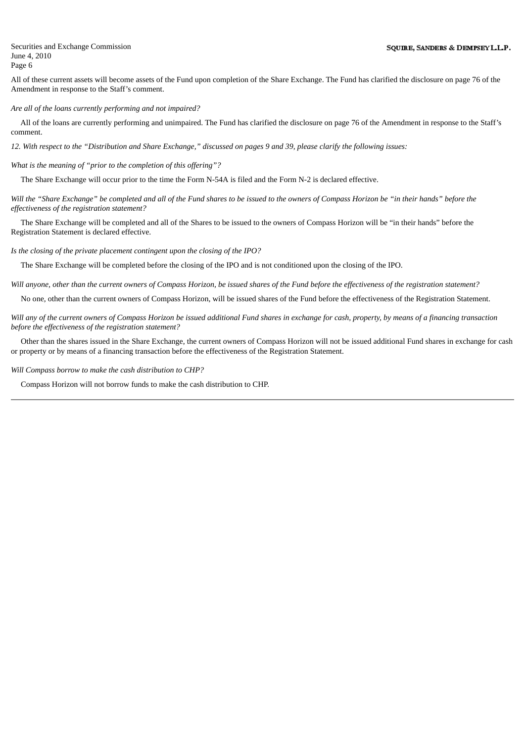All of these current assets will become assets of the Fund upon completion of the Share Exchange. The Fund has clarified the disclosure on page 76 of the Amendment in response to the Staff's comment.

*Are all of the loans currently performing and not impaired?*

All of the loans are currently performing and unimpaired. The Fund has clarified the disclosure on page 76 of the Amendment in response to the Staff's comment.

*12. With respect to the "Distribution and Share Exchange," discussed on pages 9 and 39, please clarify the following issues:*

*What is the meaning of "prior to the completion of this offering"?*

The Share Exchange will occur prior to the time the Form N-54A is filed and the Form N-2 is declared effective.

*Will the "Share Exchange" be completed and all of the Fund shares to be issued to the owners of Compass Horizon be "in their hands" before the effectiveness of the registration statement?*

The Share Exchange will be completed and all of the Shares to be issued to the owners of Compass Horizon will be "in their hands" before the Registration Statement is declared effective.

*Is the closing of the private placement contingent upon the closing of the IPO?*

The Share Exchange will be completed before the closing of the IPO and is not conditioned upon the closing of the IPO.

*Will anyone, other than the current owners of Compass Horizon, be issued shares of the Fund before the effectiveness of the registration statement?*

No one, other than the current owners of Compass Horizon, will be issued shares of the Fund before the effectiveness of the Registration Statement.

*Will any of the current owners of Compass Horizon be issued additional Fund shares in exchange for cash, property, by means of a financing transaction before the effectiveness of the registration statement?*

Other than the shares issued in the Share Exchange, the current owners of Compass Horizon will not be issued additional Fund shares in exchange for cash or property or by means of a financing transaction before the effectiveness of the Registration Statement.

*Will Compass borrow to make the cash distribution to CHP?*

Compass Horizon will not borrow funds to make the cash distribution to CHP.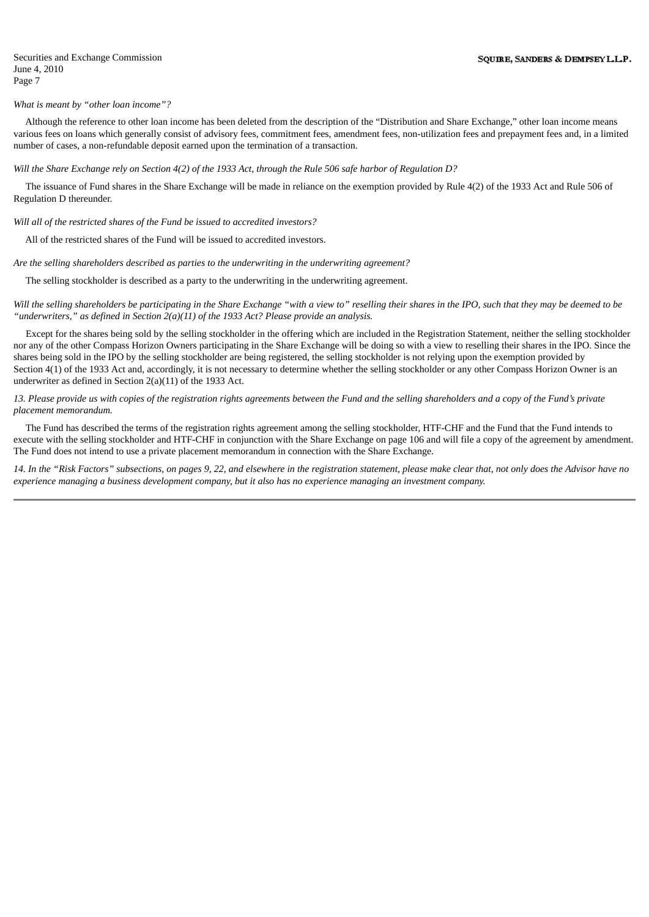*What is meant by "other loan income"?*

Although the reference to other loan income has been deleted from the description of the "Distribution and Share Exchange," other loan income means various fees on loans which generally consist of advisory fees, commitment fees, amendment fees, non-utilization fees and prepayment fees and, in a limited number of cases, a non-refundable deposit earned upon the termination of a transaction.

*Will the Share Exchange rely on Section 4(2) of the 1933 Act, through the Rule 506 safe harbor of Regulation D?*

The issuance of Fund shares in the Share Exchange will be made in reliance on the exemption provided by Rule 4(2) of the 1933 Act and Rule 506 of Regulation D thereunder.

*Will all of the restricted shares of the Fund be issued to accredited investors?*

All of the restricted shares of the Fund will be issued to accredited investors.

*Are the selling shareholders described as parties to the underwriting in the underwriting agreement?*

The selling stockholder is described as a party to the underwriting in the underwriting agreement.

*Will the selling shareholders be participating in the Share Exchange "with a view to" reselling their shares in the IPO, such that they may be deemed to be "underwriters," as defined in Section 2(a)(11) of the 1933 Act? Please provide an analysis.*

Except for the shares being sold by the selling stockholder in the offering which are included in the Registration Statement, neither the selling stockholder nor any of the other Compass Horizon Owners participating in the Share Exchange will be doing so with a view to reselling their shares in the IPO. Since the shares being sold in the IPO by the selling stockholder are being registered, the selling stockholder is not relying upon the exemption provided by Section 4(1) of the 1933 Act and, accordingly, it is not necessary to determine whether the selling stockholder or any other Compass Horizon Owner is an underwriter as defined in Section 2(a)(11) of the 1933 Act.

*13. Please provide us with copies of the registration rights agreements between the Fund and the selling shareholders and a copy of the Fund's private placement memorandum.*

The Fund has described the terms of the registration rights agreement among the selling stockholder, HTF-CHF and the Fund that the Fund intends to execute with the selling stockholder and HTF-CHF in conjunction with the Share Exchange on page 106 and will file a copy of the agreement by amendment. The Fund does not intend to use a private placement memorandum in connection with the Share Exchange.

*14. In the "Risk Factors" subsections, on pages 9, 22, and elsewhere in the registration statement, please make clear that, not only does the Advisor have no experience managing a business development company, but it also has no experience managing an investment company.*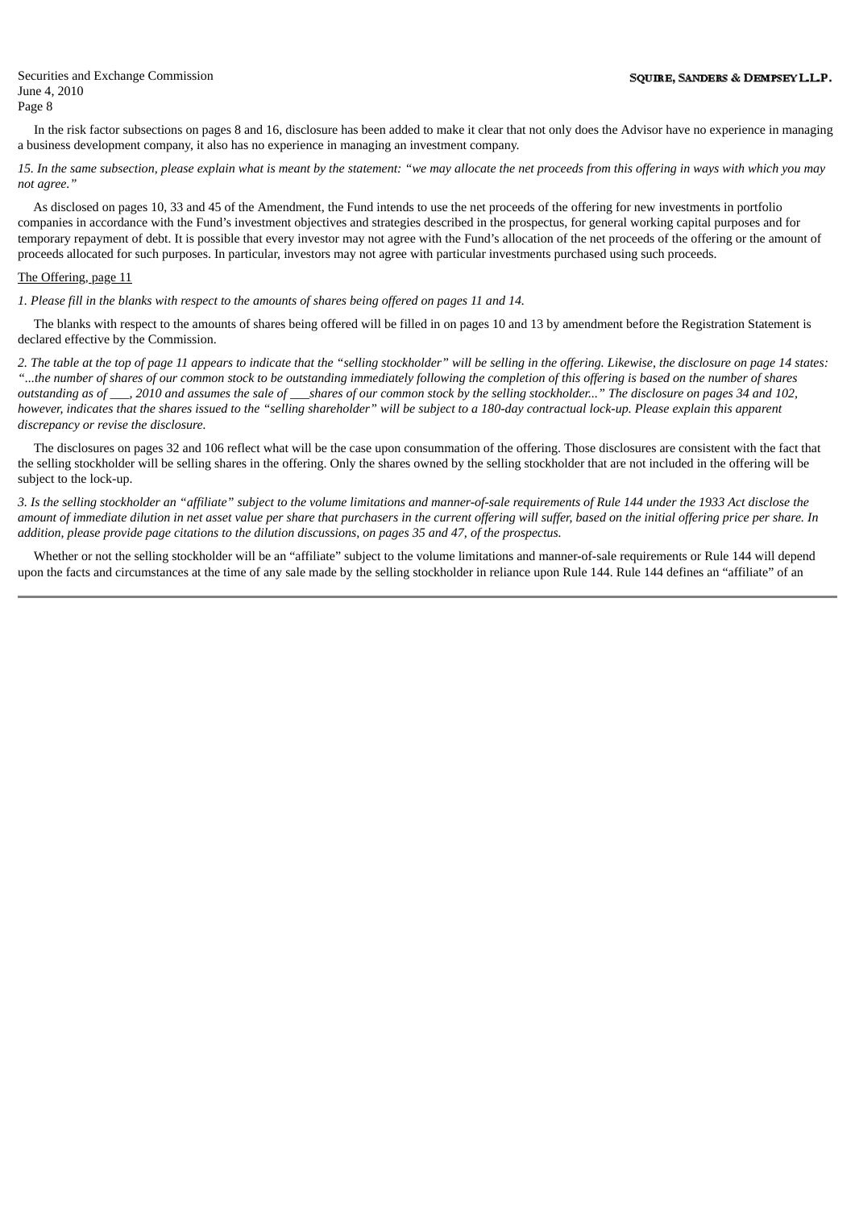In the risk factor subsections on pages 8 and 16, disclosure has been added to make it clear that not only does the Advisor have no experience in managing a business development company, it also has no experience in managing an investment company.

*15. In the same subsection, please explain what is meant by the statement: "we may allocate the net proceeds from this offering in ways with which you may not agree."*

As disclosed on pages 10, 33 and 45 of the Amendment, the Fund intends to use the net proceeds of the offering for new investments in portfolio companies in accordance with the Fund's investment objectives and strategies described in the prospectus, for general working capital purposes and for temporary repayment of debt. It is possible that every investor may not agree with the Fund's allocation of the net proceeds of the offering or the amount of proceeds allocated for such purposes. In particular, investors may not agree with particular investments purchased using such proceeds.

<u>The Offering, page 11</u>

*1. Please fill in the blanks with respect to the amounts of shares being offered on pages 11 and 14.*

The blanks with respect to the amounts of shares being offered will be filled in on pages 10 and 13 by amendment before the Registration Statement is declared effective by the Commission.

*2. The table at the top of page 11 appears to indicate that the "selling stockholder" will be selling in the offering. Likewise, the disclosure on page 14 states: "...the number of shares of our common stock to be outstanding immediately following the completion of this offering is based on the number of shares outstanding as of ___, 2010 and assumes the sale of ___shares of our common stock by the selling stockholder..." The disclosure on pages 34 and 102, however, indicates that the shares issued to the "selling shareholder" will be subject to a 180-day contractual lock-up. Please explain this apparent discrepancy or revise the disclosure.*

The disclosures on pages 32 and 106 reflect what will be the case upon consummation of the offering. Those disclosures are consistent with the fact that the selling stockholder will be selling shares in the offering. Only the shares owned by the selling stockholder that are not included in the offering will be subject to the lock-up.

*3. Is the selling stockholder an "affiliate" subject to the volume limitations and manner-of-sale requirements of Rule 144 under the 1933 Act disclose the amount of immediate dilution in net asset value per share that purchasers in the current offering will suffer, based on the initial offering price per share. In addition, please provide page citations to the dilution discussions, on pages 35 and 47, of the prospectus.*

Whether or not the selling stockholder will be an "affiliate" subject to the volume limitations and manner-of-sale requirements or Rule 144 will depend upon the facts and circumstances at the time of any sale made by the selling stockholder in reliance upon Rule 144. Rule 144 defines an "affiliate" of an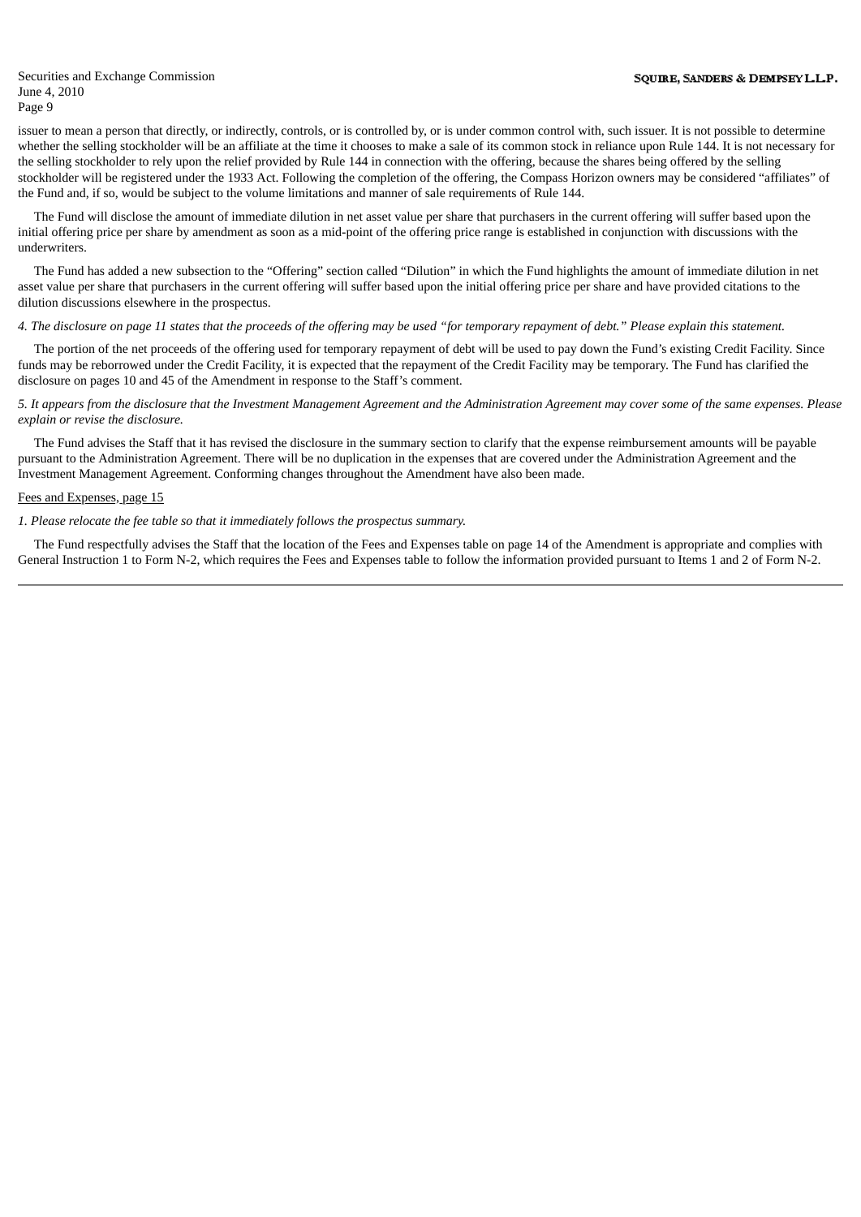issuer to mean a person that directly, or indirectly, controls, or is controlled by, or is under common control with, such issuer. It is not possible to determine whether the selling stockholder will be an affiliate at the time it chooses to make a sale of its common stock in reliance upon Rule 144. It is not necessary for the selling stockholder to rely upon the relief provided by Rule 144 in connection with the offering, because the shares being offered by the selling stockholder will be registered under the 1933 Act. Following the completion of the offering, the Compass Horizon owners may be considered "affiliates" of the Fund and, if so, would be subject to the volume limitations and manner of sale requirements of Rule 144.

The Fund will disclose the amount of immediate dilution in net asset value per share that purchasers in the current offering will suffer based upon the initial offering price per share by amendment as soon as a mid-point of the offering price range is established in conjunction with discussions with the underwriters.

The Fund has added a new subsection to the "Offering" section called "Dilution" in which the Fund highlights the amount of immediate dilution in net asset value per share that purchasers in the current offering will suffer based upon the initial offering price per share and have provided citations to the dilution discussions elsewhere in the prospectus.

*4. The disclosure on page 11 states that the proceeds of the offering may be used "for temporary repayment of debt." Please explain this statement.*

The portion of the net proceeds of the offering used for temporary repayment of debt will be used to pay down the Fund's existing Credit Facility. Since funds may be reborrowed under the Credit Facility, it is expected that the repayment of the Credit Facility may be temporary. The Fund has clarified the disclosure on pages 10 and 45 of the Amendment in response to the Staff's comment.

*5. It appears from the disclosure that the Investment Management Agreement and the Administration Agreement may cover some of the same expenses. Please explain or revise the disclosure.*

The Fund advises the Staff that it has revised the disclosure in the summary section to clarify that the expense reimbursement amounts will be payable pursuant to the Administration Agreement. There will be no duplication in the expenses that are covered under the Administration Agreement and the Investment Management Agreement. Conforming changes throughout the Amendment have also been made.

Fees and Expenses, page 15

*1. Please relocate the fee table so that it immediately follows the prospectus summary.*

The Fund respectfully advises the Staff that the location of the Fees and Expenses table on page 14 of the Amendment is appropriate and complies with General Instruction 1 to Form N-2, which requires the Fees and Expenses table to follow the information provided pursuant to Items 1 and 2 of Form N-2.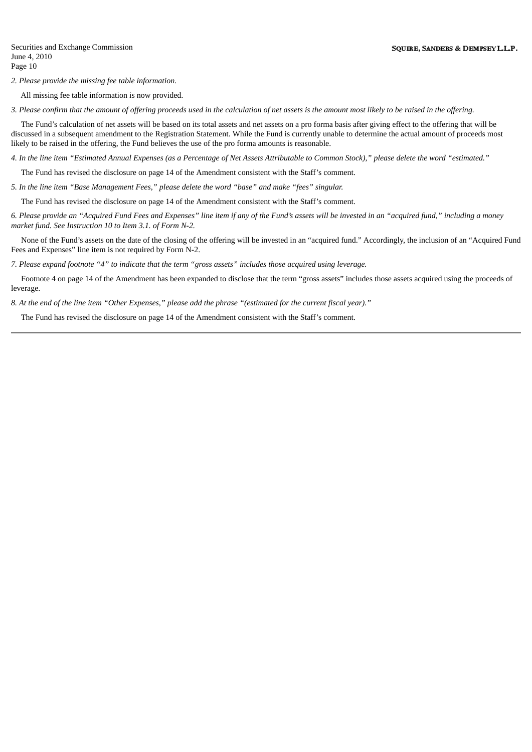*2. Please provide the missing fee table information.*

All missing fee table information is now provided.

*3. Please confirm that the amount of offering proceeds used in the calculation of net assets is the amount most likely to be raised in the offering.*

The Fund's calculation of net assets will be based on its total assets and net assets on a pro forma basis after giving effect to the offering that will be discussed in a subsequent amendment to the Registration Statement. While the Fund is currently unable to determine the actual amount of proceeds most likely to be raised in the offering, the Fund believes the use of the pro forma amounts is reasonable.

*4. In the line item "Estimated Annual Expenses (as a Percentage of Net Assets Attributable to Common Stock)," please delete the word "estimated."*

The Fund has revised the disclosure on page 14 of the Amendment consistent with the Staff's comment.

*5. In the line item "Base Management Fees," please delete the word "base" and make "fees" singular.*

The Fund has revised the disclosure on page 14 of the Amendment consistent with the Staff's comment.

*6. Please provide an "Acquired Fund Fees and Expenses" line item if any of the Fund's assets will be invested in an "acquired fund," including a money market fund. See Instruction 10 to Item 3.1. of Form N-2.*

None of the Fund's assets on the date of the closing of the offering will be invested in an "acquired fund." Accordingly, the inclusion of an "Acquired Fund Fees and Expenses" line item is not required by Form N-2.

*7. Please expand footnote "4" to indicate that the term "gross assets" includes those acquired using leverage.*

Footnote 4 on page 14 of the Amendment has been expanded to disclose that the term "gross assets" includes those assets acquired using the proceeds of leverage.

*8. At the end of the line item "Other Expenses," please add the phrase "(estimated for the current fiscal year)."*

The Fund has revised the disclosure on page 14 of the Amendment consistent with the Staff's comment.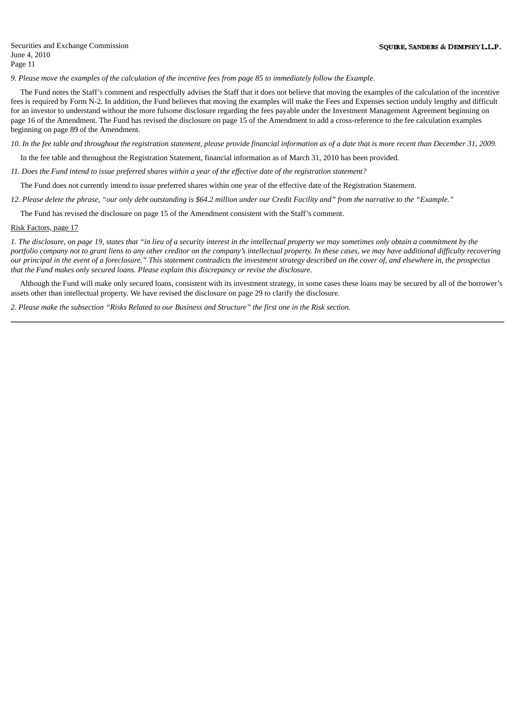*9. Please move the examples of the calculation of the incentive fees from page 85 to immediately follow the Example.*

The Fund notes the Staff's comment and respectfully advises the Staff that it does not believe that moving the examples of the calculation of the incentive fees is required by Form N-2. In addition, the Fund believes that moving the examples will make the Fees and Expenses section unduly lengthy and difficult for an investor to understand without the more fulsome disclosure regarding the fees payable under the Investment Management Agreement beginning on page 16 of the Amendment. The Fund has revised the disclosure on page 15 of the Amendment to add a cross-reference to the fee calculation examples beginning on page 89 of the Amendment.

*10. In the fee table and throughout the registration statement, please provide financial information as of a date that is more recent than December 31, 2009.*

In the fee table and throughout the Registration Statement, financial information as of March 31, 2010 has been provided.

*11. Does the Fund intend to issue preferred shares within a year of the effective date of the registration statement?*

The Fund does not currently intend to issue preferred shares within one year of the effective date of the Registration Statement.

*12. Please delete the phrase, "our only debt outstanding is $64.2 million under our Credit Facility and" from the narrative to the "Example."*

The Fund has revised the disclosure on page 15 of the Amendment consistent with the Staff's comment.

Risk Factors, page 17

*1. The disclosure, on page 19, states that "in lieu of a security interest in the intellectual property we may sometimes only obtain a commitment by the portfolio company not to grant liens to any other creditor on the company's intellectual property. In these cases, we may have additional difficulty recovering our principal in the event of a foreclosure." This statement contradicts the investment strategy described on the cover of, and elsewhere in, the prospectus that the Fund makes only secured loans. Please explain this discrepancy or revise the disclosure.*

Although the Fund will make only secured loans, consistent with its investment strategy, in some cases these loans may be secured by all of the borrower's assets other than intellectual property. We have revised the disclosure on page 29 to clarify the disclosure.

*2. Please make the subsection "Risks Related to our Business and Structure" the first one in the Risk section.*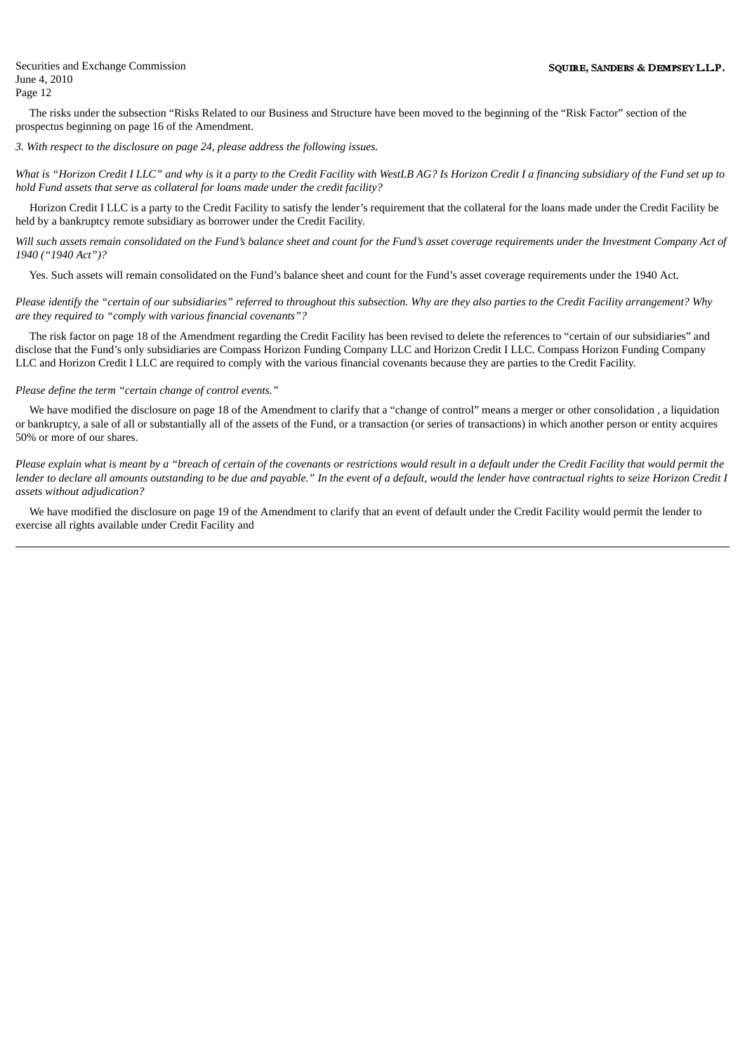The risks under the subsection "Risks Related to our Business and Structure have been moved to the beginning of the "Risk Factor" section of the prospectus beginning on page 16 of the Amendment.

*3. With respect to the disclosure on page 24, please address the following issues.*

*What is "Horizon Credit I LLC" and why is it a party to the Credit Facility with WestLB AG? Is Horizon Credit I a financing subsidiary of the Fund set up to hold Fund assets that serve as collateral for loans made under the credit facility?*

Horizon Credit I LLC is a party to the Credit Facility to satisfy the lender's requirement that the collateral for the loans made under the Credit Facility be held by a bankruptcy remote subsidiary as borrower under the Credit Facility.

*Will such assets remain consolidated on the Fund's balance sheet and count for the Fund's asset coverage requirements under the Investment Company Act of 1940 ("1940 Act")?*

Yes. Such assets will remain consolidated on the Fund's balance sheet and count for the Fund's asset coverage requirements under the 1940 Act.

*Please identify the "certain of our subsidiaries" referred to throughout this subsection. Why are they also parties to the Credit Facility arrangement? Why are they required to "comply with various financial covenants"?*

The risk factor on page 18 of the Amendment regarding the Credit Facility has been revised to delete the references to "certain of our subsidiaries" and disclose that the Fund's only subsidiaries are Compass Horizon Funding Company LLC and Horizon Credit I LLC. Compass Horizon Funding Company LLC and Horizon Credit I LLC are required to comply with the various financial covenants because they are parties to the Credit Facility.

*Please define the term "certain change of control events."*

We have modified the disclosure on page 18 of the Amendment to clarify that a "change of control" means a merger or other consolidation , a liquidation or bankruptcy, a sale of all or substantially all of the assets of the Fund, or a transaction (or series of transactions) in which another person or entity acquires 50% or more of our shares.

*Please explain what is meant by a "breach of certain of the covenants or restrictions would result in a default under the Credit Facility that would permit the lender to declare all amounts outstanding to be due and payable." In the event of a default, would the lender have contractual rights to seize Horizon Credit I assets without adjudication?*

We have modified the disclosure on page 19 of the Amendment to clarify that an event of default under the Credit Facility would permit the lender to exercise all rights available under Credit Facility and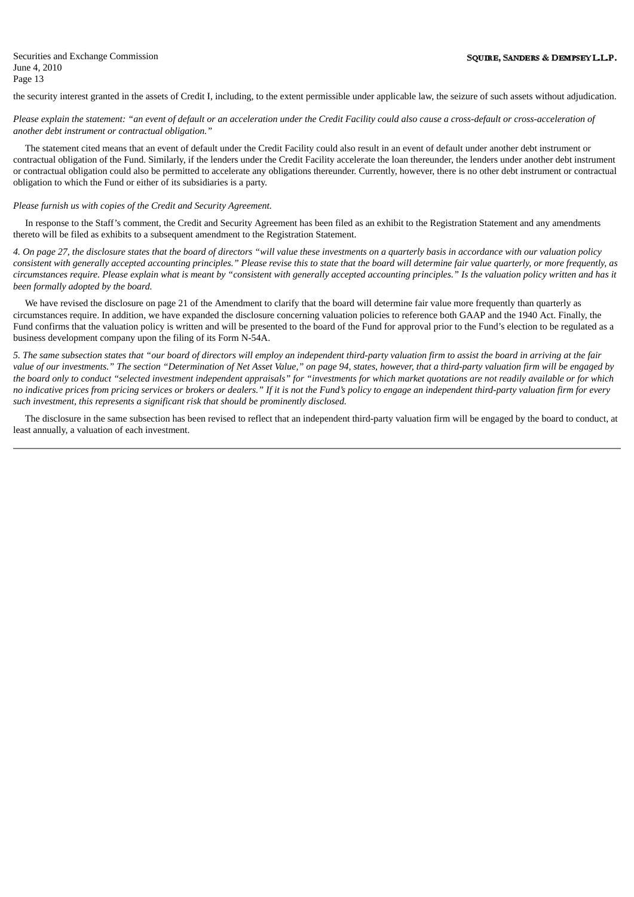the security interest granted in the assets of Credit I, including, to the extent permissible under applicable law, the seizure of such assets without adjudication.

*Please explain the statement: "an event of default or an acceleration under the Credit Facility could also cause a cross-default or cross-acceleration of another debt instrument or contractual obligation."*

The statement cited means that an event of default under the Credit Facility could also result in an event of default under another debt instrument or contractual obligation of the Fund. Similarly, if the lenders under the Credit Facility accelerate the loan thereunder, the lenders under another debt instrument or contractual obligation could also be permitted to accelerate any obligations thereunder. Currently, however, there is no other debt instrument or contractual obligation to which the Fund or either of its subsidiaries is a party.

*Please furnish us with copies of the Credit and Security Agreement.*

In response to the Staff's comment, the Credit and Security Agreement has been filed as an exhibit to the Registration Statement and any amendments thereto will be filed as exhibits to a subsequent amendment to the Registration Statement.

*4. On page 27, the disclosure states that the board of directors "will value these investments on a quarterly basis in accordance with our valuation policy consistent with generally accepted accounting principles." Please revise this to state that the board will determine fair value quarterly, or more frequently, as circumstances require. Please explain what is meant by "consistent with generally accepted accounting principles." Is the valuation policy written and has it been formally adopted by the board.*

We have revised the disclosure on page 21 of the Amendment to clarify that the board will determine fair value more frequently than quarterly as circumstances require. In addition, we have expanded the disclosure concerning valuation policies to reference both GAAP and the 1940 Act. Finally, the Fund confirms that the valuation policy is written and will be presented to the board of the Fund for approval prior to the Fund's election to be regulated as a business development company upon the filing of its Form N-54A.

*5. The same subsection states that "our board of directors will employ an independent third-party valuation firm to assist the board in arriving at the fair value of our investments." The section "Determination of Net Asset Value," on page 94, states, however, that a third-party valuation firm will be engaged by the board only to conduct "selected investment independent appraisals" for "investments for which market quotations are not readily available or for which no indicative prices from pricing services or brokers or dealers." If it is not the Fund's policy to engage an independent third-party valuation firm for every such investment, this represents a significant risk that should be prominently disclosed.*

The disclosure in the same subsection has been revised to reflect that an independent third-party valuation firm will be engaged by the board to conduct, at least annually, a valuation of each investment.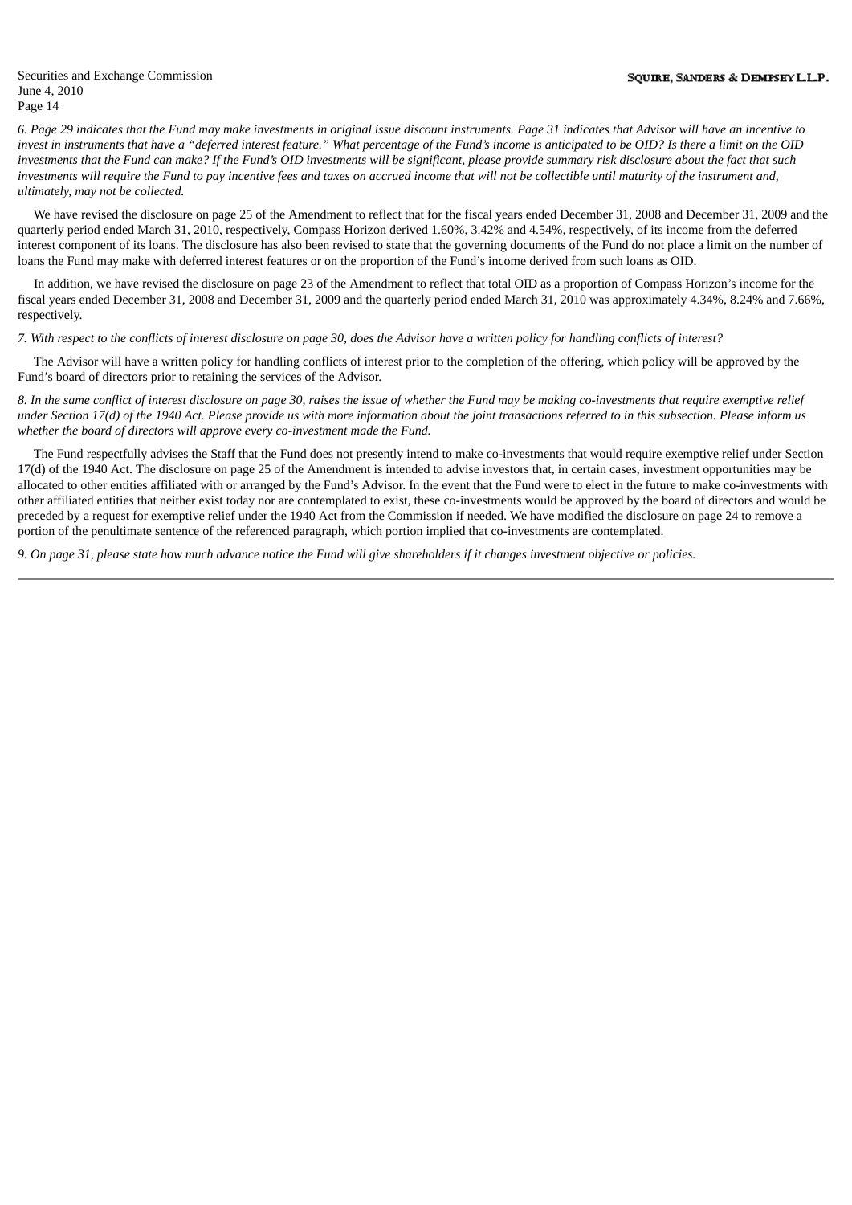*6. Page 29 indicates that the Fund may make investments in original issue discount instruments. Page 31 indicates that Advisor will have an incentive to invest in instruments that have a "deferred interest feature." What percentage of the Fund's income is anticipated to be OID? Is there a limit on the OID investments that the Fund can make? If the Fund's OID investments will be significant, please provide summary risk disclosure about the fact that such investments will require the Fund to pay incentive fees and taxes on accrued income that will not be collectible until maturity of the instrument and, ultimately, may not be collected.*

We have revised the disclosure on page 25 of the Amendment to reflect that for the fiscal years ended December 31, 2008 and December 31, 2009 and the quarterly period ended March 31, 2010, respectively, Compass Horizon derived 1.60%, 3.42% and 4.54%, respectively, of its income from the deferred interest component of its loans. The disclosure has also been revised to state that the governing documents of the Fund do not place a limit on the number of loans the Fund may make with deferred interest features or on the proportion of the Fund's income derived from such loans as OID.

In addition, we have revised the disclosure on page 23 of the Amendment to reflect that total OID as a proportion of Compass Horizon's income for the fiscal years ended December 31, 2008 and December 31, 2009 and the quarterly period ended March 31, 2010 was approximately 4.34%, 8.24% and 7.66%, respectively.

*7. With respect to the conflicts of interest disclosure on page 30, does the Advisor have a written policy for handling conflicts of interest?*

The Advisor will have a written policy for handling conflicts of interest prior to the completion of the offering, which policy will be approved by the Fund's board of directors prior to retaining the services of the Advisor.

*8. In the same conflict of interest disclosure on page 30, raises the issue of whether the Fund may be making co-investments that require exemptive relief under Section 17(d) of the 1940 Act. Please provide us with more information about the joint transactions referred to in this subsection. Please inform us whether the board of directors will approve every co-investment made the Fund.*

The Fund respectfully advises the Staff that the Fund does not presently intend to make co-investments that would require exemptive relief under Section 17(d) of the 1940 Act. The disclosure on page 25 of the Amendment is intended to advise investors that, in certain cases, investment opportunities may be allocated to other entities affiliated with or arranged by the Fund's Advisor. In the event that the Fund were to elect in the future to make co-investments with other affiliated entities that neither exist today nor are contemplated to exist, these co-investments would be approved by the board of directors and would be preceded by a request for exemptive relief under the 1940 Act from the Commission if needed. We have modified the disclosure on page 24 to remove a portion of the penultimate sentence of the referenced paragraph, which portion implied that co-investments are contemplated.

*9. On page 31, please state how much advance notice the Fund will give shareholders if it changes investment objective or policies.*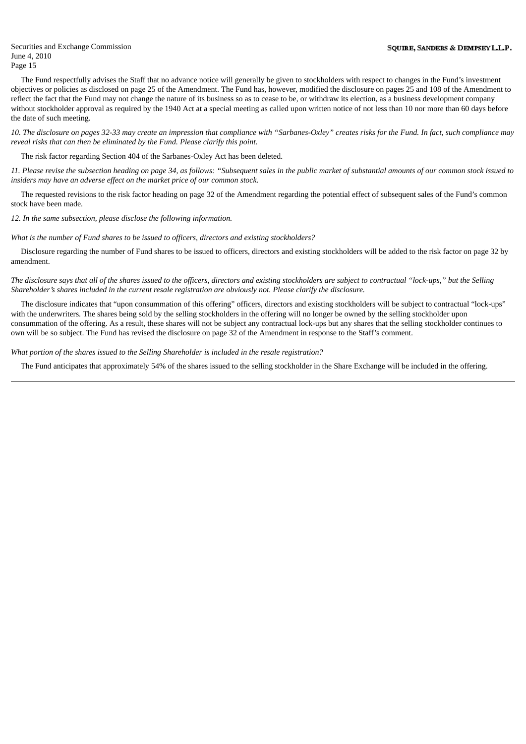The Fund respectfully advises the Staff that no advance notice will generally be given to stockholders with respect to changes in the Fund's investment objectives or policies as disclosed on page 25 of the Amendment. The Fund has, however, modified the disclosure on pages 25 and 108 of the Amendment to reflect the fact that the Fund may not change the nature of its business so as to cease to be, or withdraw its election, as a business development company without stockholder approval as required by the 1940 Act at a special meeting as called upon written notice of not less than 10 nor more than 60 days before the date of such meeting.

*10. The disclosure on pages 32-33 may create an impression that compliance with "Sarbanes-Oxley" creates risks for the Fund. In fact, such compliance may reveal risks that can then be eliminated by the Fund. Please clarify this point.*

The risk factor regarding Section 404 of the Sarbanes-Oxley Act has been deleted.

*11. Please revise the subsection heading on page 34, as follows: "Subsequent sales in the public market of substantial amounts of our common stock issued to insiders may have an adverse effect on the market price of our common stock.*

The requested revisions to the risk factor heading on page 32 of the Amendment regarding the potential effect of subsequent sales of the Fund's common stock have been made.

*12. In the same subsection, please disclose the following information.*

*What is the number of Fund shares to be issued to officers, directors and existing stockholders?*

Disclosure regarding the number of Fund shares to be issued to officers, directors and existing stockholders will be added to the risk factor on page 32 by amendment.

*The disclosure says that all of the shares issued to the officers, directors and existing stockholders are subject to contractual "lock-ups," but the Selling Shareholder's shares included in the current resale registration are obviously not. Please clarify the disclosure.*

The disclosure indicates that "upon consummation of this offering" officers, directors and existing stockholders will be subject to contractual "lock-ups" with the underwriters. The shares being sold by the selling stockholders in the offering will no longer be owned by the selling stockholder upon consummation of the offering. As a result, these shares will not be subject any contractual lock-ups but any shares that the selling stockholder continues to own will be so subject. The Fund has revised the disclosure on page 32 of the Amendment in response to the Staff's comment.

*What portion of the shares issued to the Selling Shareholder is included in the resale registration?*

The Fund anticipates that approximately 54% of the shares issued to the selling stockholder in the Share Exchange will be included in the offering.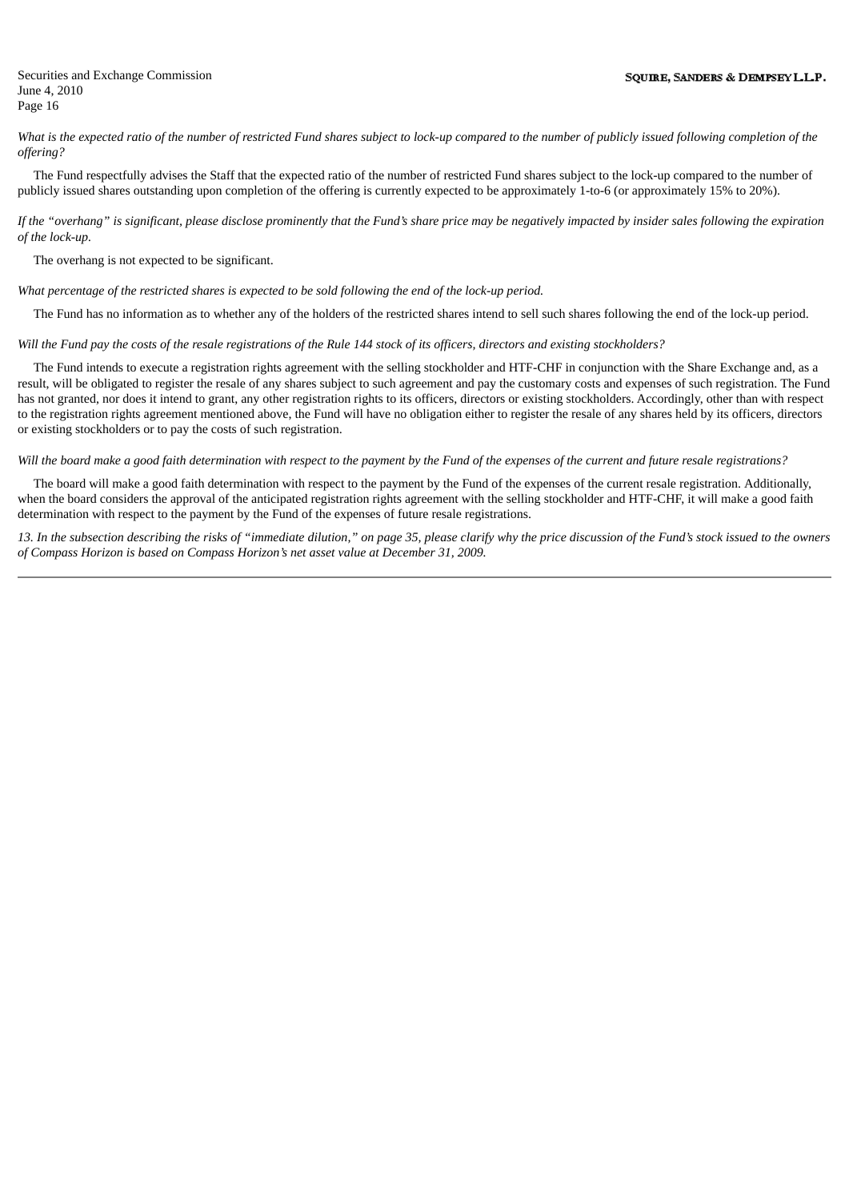*What is the expected ratio of the number of restricted Fund shares subject to lock-up compared to the number of publicly issued following completion of the offering?*

The Fund respectfully advises the Staff that the expected ratio of the number of restricted Fund shares subject to the lock-up compared to the number of publicly issued shares outstanding upon completion of the offering is currently expected to be approximately 1-to-6 (or approximately 15% to 20%).

*If the "overhang" is significant, please disclose prominently that the Fund's share price may be negatively impacted by insider sales following the expiration of the lock-up.*

The overhang is not expected to be significant.

*What percentage of the restricted shares is expected to be sold following the end of the lock-up period.*

The Fund has no information as to whether any of the holders of the restricted shares intend to sell such shares following the end of the lock-up period.

*Will the Fund pay the costs of the resale registrations of the Rule 144 stock of its officers, directors and existing stockholders?*

The Fund intends to execute a registration rights agreement with the selling stockholder and HTF-CHF in conjunction with the Share Exchange and, as a result, will be obligated to register the resale of any shares subject to such agreement and pay the customary costs and expenses of such registration. The Fund has not granted, nor does it intend to grant, any other registration rights to its officers, directors or existing stockholders. Accordingly, other than with respect to the registration rights agreement mentioned above, the Fund will have no obligation either to register the resale of any shares held by its officers, directors or existing stockholders or to pay the costs of such registration.

*Will the board make a good faith determination with respect to the payment by the Fund of the expenses of the current and future resale registrations?*

The board will make a good faith determination with respect to the payment by the Fund of the expenses of the current resale registration. Additionally, when the board considers the approval of the anticipated registration rights agreement with the selling stockholder and HTF-CHF, it will make a good faith determination with respect to the payment by the Fund of the expenses of future resale registrations.

*13. In the subsection describing the risks of "immediate dilution," on page 35, please clarify why the price discussion of the Fund's stock issued to the owners of Compass Horizon is based on Compass Horizon's net asset value at December 31, 2009.*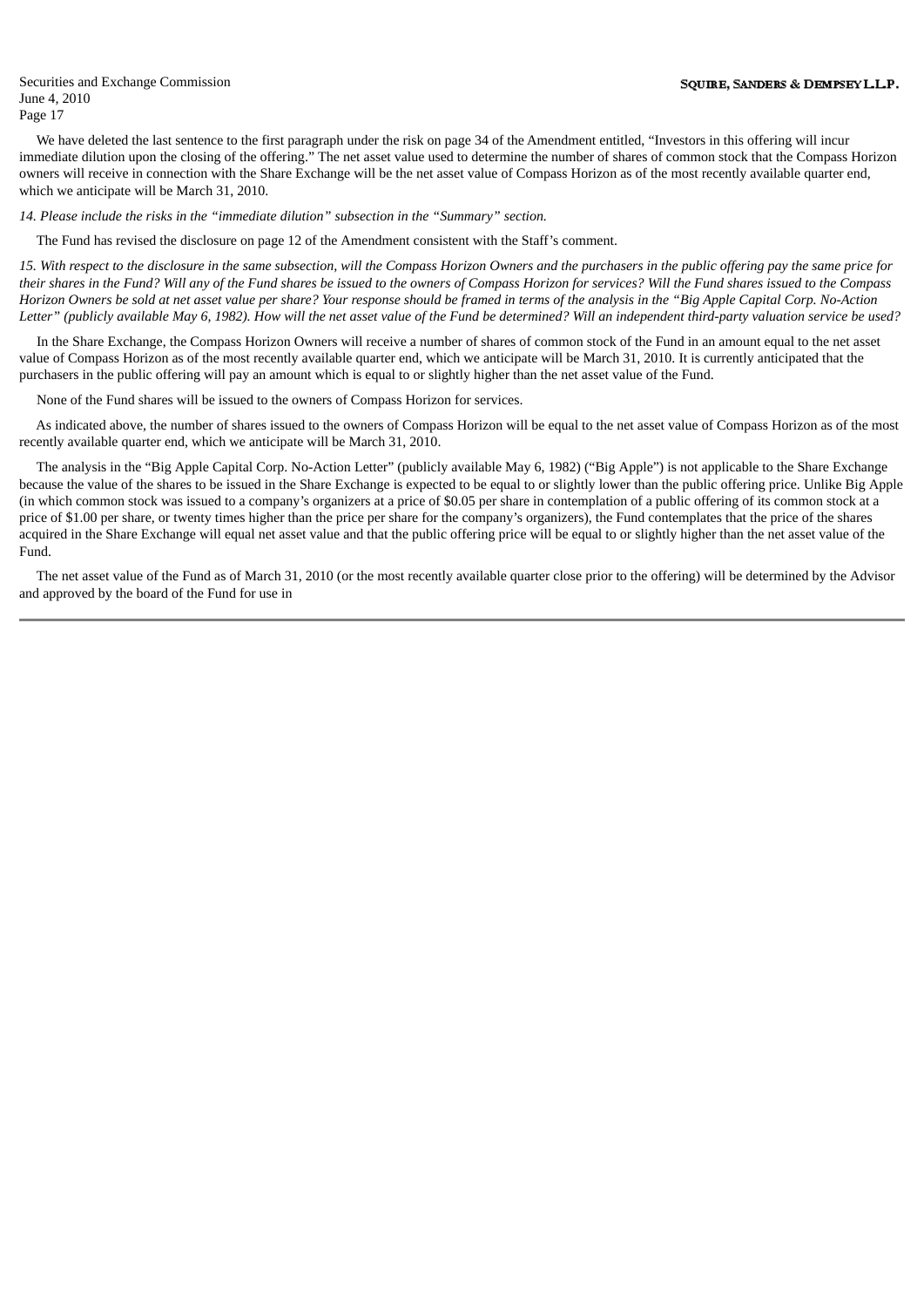We have deleted the last sentence to the first paragraph under the risk on page 34 of the Amendment entitled, "Investors in this offering will incur immediate dilution upon the closing of the offering." The net asset value used to determine the number of shares of common stock that the Compass Horizon owners will receive in connection with the Share Exchange will be the net asset value of Compass Horizon as of the most recently available quarter end, which we anticipate will be March 31, 2010.

*14. Please include the risks in the "immediate dilution" subsection in the "Summary" section.*

The Fund has revised the disclosure on page 12 of the Amendment consistent with the Staff's comment.

*15. With respect to the disclosure in the same subsection, will the Compass Horizon Owners and the purchasers in the public offering pay the same price for their shares in the Fund? Will any of the Fund shares be issued to the owners of Compass Horizon for services? Will the Fund shares issued to the Compass Horizon Owners be sold at net asset value per share? Your response should be framed in terms of the analysis in the "Big Apple Capital Corp. No-Action Letter" (publicly available May 6, 1982). How will the net asset value of the Fund be determined? Will an independent third-party valuation service be used?*

In the Share Exchange, the Compass Horizon Owners will receive a number of shares of common stock of the Fund in an amount equal to the net asset value of Compass Horizon as of the most recently available quarter end, which we anticipate will be March 31, 2010. It is currently anticipated that the purchasers in the public offering will pay an amount which is equal to or slightly higher than the net asset value of the Fund.

None of the Fund shares will be issued to the owners of Compass Horizon for services.

As indicated above, the number of shares issued to the owners of Compass Horizon will be equal to the net asset value of Compass Horizon as of the most recently available quarter end, which we anticipate will be March 31, 2010.

The analysis in the "Big Apple Capital Corp. No-Action Letter" (publicly available May 6, 1982) ("Big Apple") is not applicable to the Share Exchange because the value of the shares to be issued in the Share Exchange is expected to be equal to or slightly lower than the public offering price. Unlike Big Apple (in which common stock was issued to a company's organizers at a price of $0.05 per share in contemplation of a public offering of its common stock at a price of $1.00 per share, or twenty times higher than the price per share for the company's organizers), the Fund contemplates that the price of the shares acquired in the Share Exchange will equal net asset value and that the public offering price will be equal to or slightly higher than the net asset value of the Fund.

The net asset value of the Fund as of March 31, 2010 (or the most recently available quarter close prior to the offering) will be determined by the Advisor and approved by the board of the Fund for use in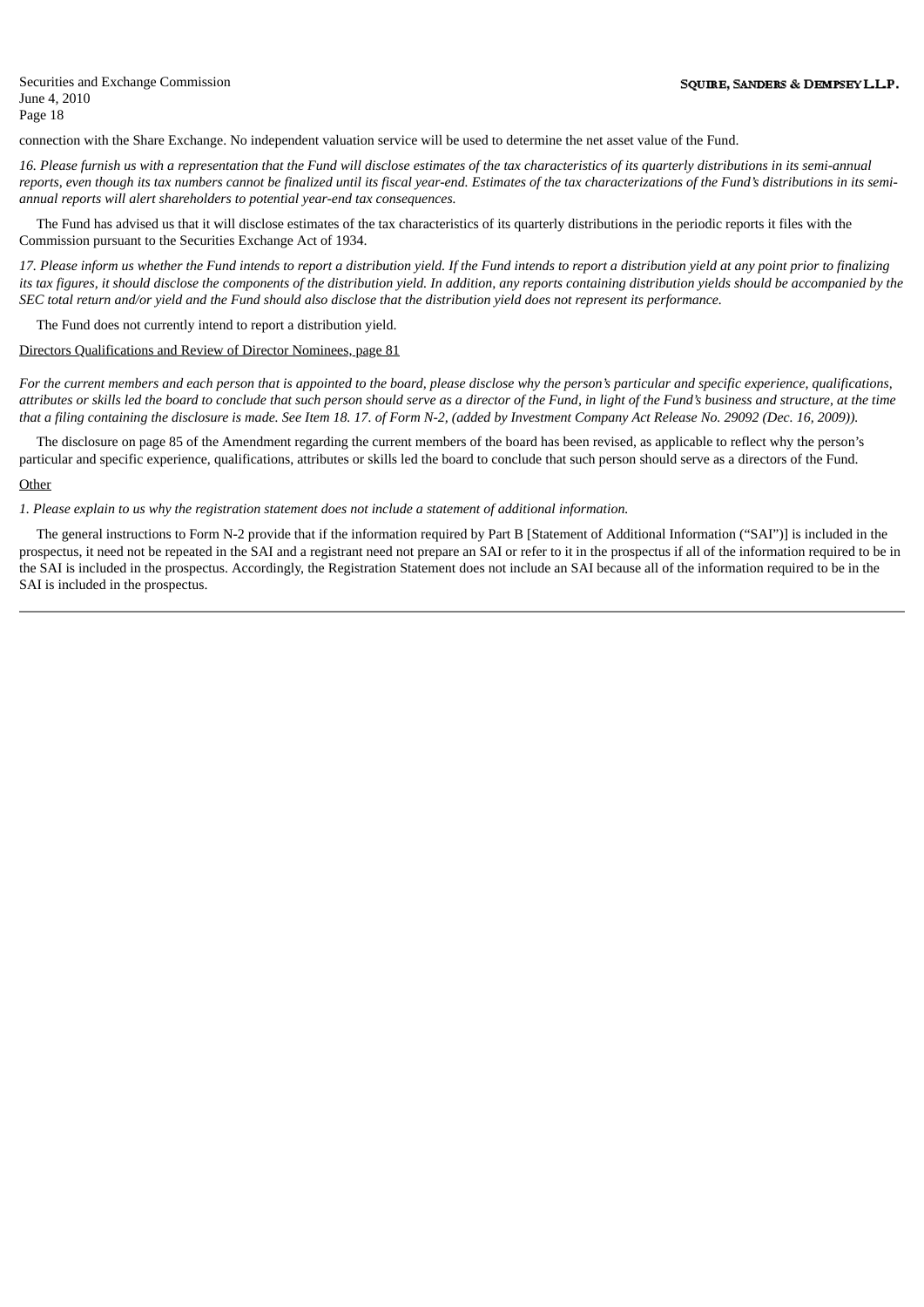connection with the Share Exchange. No independent valuation service will be used to determine the net asset value of the Fund.

*16. Please furnish us with a representation that the Fund will disclose estimates of the tax characteristics of its quarterly distributions in its semi-annual reports, even though its tax numbers cannot be finalized until its fiscal year-end. Estimates of the tax characterizations of the Fund's distributions in its semi-annual reports will alert shareholders to potential year-end tax consequences.*

The Fund has advised us that it will disclose estimates of the tax characteristics of its quarterly distributions in the periodic reports it files with the Commission pursuant to the Securities Exchange Act of 1934.

*17. Please inform us whether the Fund intends to report a distribution yield. If the Fund intends to report a distribution yield at any point prior to finalizing its tax figures, it should disclose the components of the distribution yield. In addition, any reports containing distribution yields should be accompanied by the SEC total return and/or yield and the Fund should also disclose that the distribution yield does not represent its performance.*

The Fund does not currently intend to report a distribution yield.

<u>Directors Qualifications and Review of Director Nominees, page 81</u>

*For the current members and each person that is appointed to the board, please disclose why the person's particular and specific experience, qualifications, attributes or skills led the board to conclude that such person should serve as a director of the Fund, in light of the Fund's business and structure, at the time that a filing containing the disclosure is made. See Item 18. 17. of Form N-2, (added by Investment Company Act Release No. 29092 (Dec. 16, 2009)).*

The disclosure on page 85 of the Amendment regarding the current members of the board has been revised, as applicable to reflect why the person's particular and specific experience, qualifications, attributes or skills led the board to conclude that such person should serve as a directors of the Fund.

<u>Other</u>

*1. Please explain to us why the registration statement does not include a statement of additional information.*

The general instructions to Form N-2 provide that if the information required by Part B [Statement of Additional Information ("SAI")] is included in the prospectus, it need not be repeated in the SAI and a registrant need not prepare an SAI or refer to it in the prospectus if all of the information required to be in the SAI is included in the prospectus. Accordingly, the Registration Statement does not include an SAI because all of the information required to be in the SAI is included in the prospectus.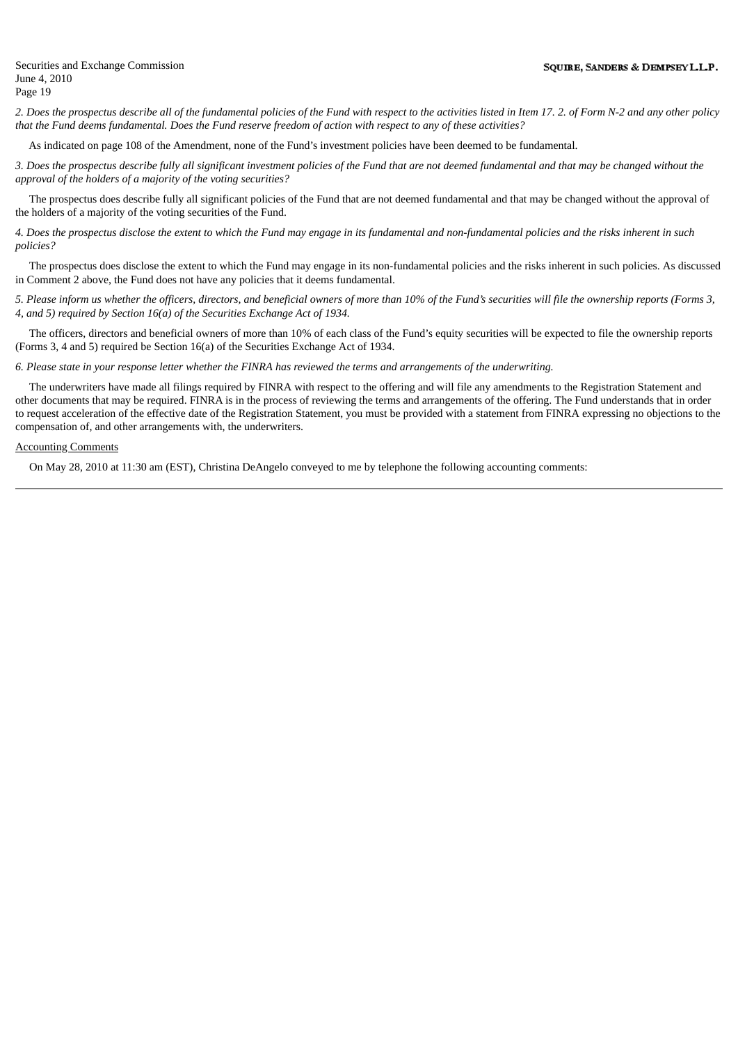*2. Does the prospectus describe all of the fundamental policies of the Fund with respect to the activities listed in Item 17. 2. of Form N-2 and any other policy that the Fund deems fundamental. Does the Fund reserve freedom of action with respect to any of these activities?*

As indicated on page 108 of the Amendment, none of the Fund's investment policies have been deemed to be fundamental.

*3. Does the prospectus describe fully all significant investment policies of the Fund that are not deemed fundamental and that may be changed without the approval of the holders of a majority of the voting securities?*

The prospectus does describe fully all significant policies of the Fund that are not deemed fundamental and that may be changed without the approval of the holders of a majority of the voting securities of the Fund.

*4. Does the prospectus disclose the extent to which the Fund may engage in its fundamental and non-fundamental policies and the risks inherent in such policies?*

The prospectus does disclose the extent to which the Fund may engage in its non-fundamental policies and the risks inherent in such policies. As discussed in Comment 2 above, the Fund does not have any policies that it deems fundamental.

*5. Please inform us whether the officers, directors, and beneficial owners of more than 10% of the Fund's securities will file the ownership reports (Forms 3, 4, and 5) required by Section 16(a) of the Securities Exchange Act of 1934.*

The officers, directors and beneficial owners of more than 10% of each class of the Fund's equity securities will be expected to file the ownership reports (Forms 3, 4 and 5) required be Section 16(a) of the Securities Exchange Act of 1934.

*6. Please state in your response letter whether the FINRA has reviewed the terms and arrangements of the underwriting.*

The underwriters have made all filings required by FINRA with respect to the offering and will file any amendments to the Registration Statement and other documents that may be required. FINRA is in the process of reviewing the terms and arrangements of the offering. The Fund understands that in order to request acceleration of the effective date of the Registration Statement, you must be provided with a statement from FINRA expressing no objections to the compensation of, and other arrangements with, the underwriters.

Accounting Comments

On May 28, 2010 at 11:30 am (EST), Christina DeAngelo conveyed to me by telephone the following accounting comments: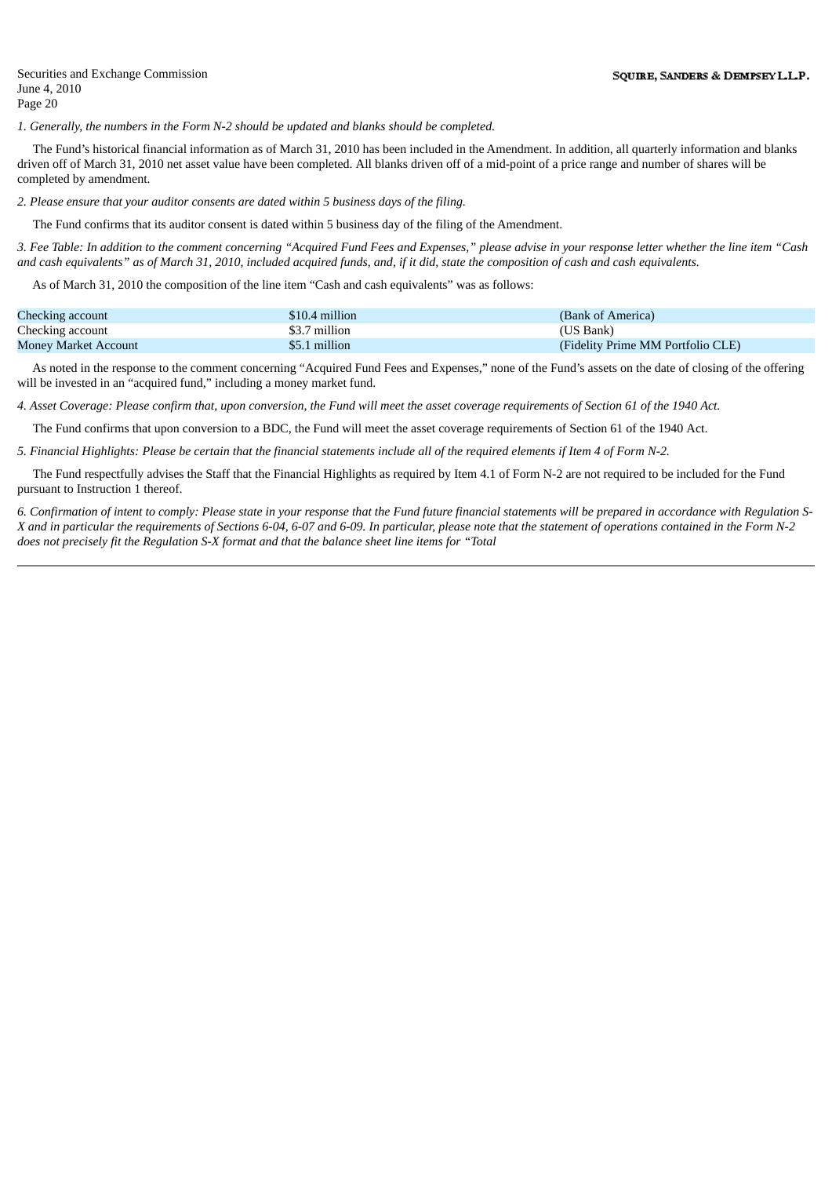*1. Generally, the numbers in the Form N-2 should be updated and blanks should be completed.*

The Fund's historical financial information as of March 31, 2010 has been included in the Amendment. In addition, all quarterly information and blanks driven off of March 31, 2010 net asset value have been completed. All blanks driven off of a mid-point of a price range and number of shares will be completed by amendment.

*2. Please ensure that your auditor consents are dated within 5 business days of the filing.*

The Fund confirms that its auditor consent is dated within 5 business day of the filing of the Amendment.

*3. Fee Table: In addition to the comment concerning "Acquired Fund Fees and Expenses," please advise in your response letter whether the line item "Cash and cash equivalents" as of March 31, 2010, included acquired funds, and, if it did, state the composition of cash and cash equivalents.*

As of March 31, 2010 the composition of the line item "Cash and cash equivalents" was as follows:

| | | |
|---|---|---|
| Checking account | $10.4 million | (Bank of America) |
| Checking account | $3.7 million | (US Bank) |
| Money Market Account | $5.1 million | (Fidelity Prime MM Portfolio CLE) |

As noted in the response to the comment concerning "Acquired Fund Fees and Expenses," none of the Fund's assets on the date of closing of the offering will be invested in an "acquired fund," including a money market fund.

*4. Asset Coverage: Please confirm that, upon conversion, the Fund will meet the asset coverage requirements of Section 61 of the 1940 Act.*

The Fund confirms that upon conversion to a BDC, the Fund will meet the asset coverage requirements of Section 61 of the 1940 Act.

*5. Financial Highlights: Please be certain that the financial statements include all of the required elements if Item 4 of Form N-2.*

The Fund respectfully advises the Staff that the Financial Highlights as required by Item 4.1 of Form N-2 are not required to be included for the Fund pursuant to Instruction 1 thereof.

*6. Confirmation of intent to comply: Please state in your response that the Fund future financial statements will be prepared in accordance with Regulation S-X and in particular the requirements of Sections 6-04, 6-07 and 6-09. In particular, please note that the statement of operations contained in the Form N-2 does not precisely fit the Regulation S-X format and that the balance sheet line items for "Total*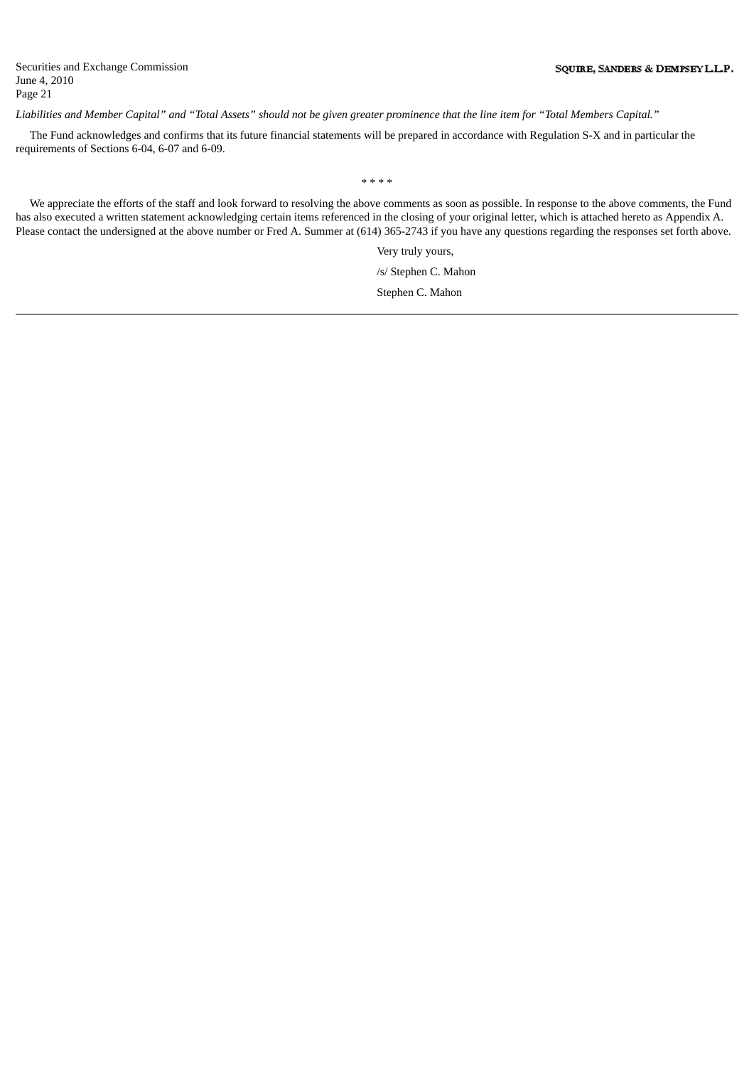*Liabilities and Member Capital" and "Total Assets" should not be given greater prominence that the line item for "Total Members Capital."*

The Fund acknowledges and confirms that its future financial statements will be prepared in accordance with Regulation S-X and in particular the requirements of Sections 6-04, 6-07 and 6-09.

\* \* \* \*

We appreciate the efforts of the staff and look forward to resolving the above comments as soon as possible. In response to the above comments, the Fund has also executed a written statement acknowledging certain items referenced in the closing of your original letter, which is attached hereto as Appendix A. Please contact the undersigned at the above number or Fred A. Summer at (614) 365-2743 if you have any questions regarding the responses set forth above.

Very truly yours,

/s/ Stephen C. Mahon

Stephen C. Mahon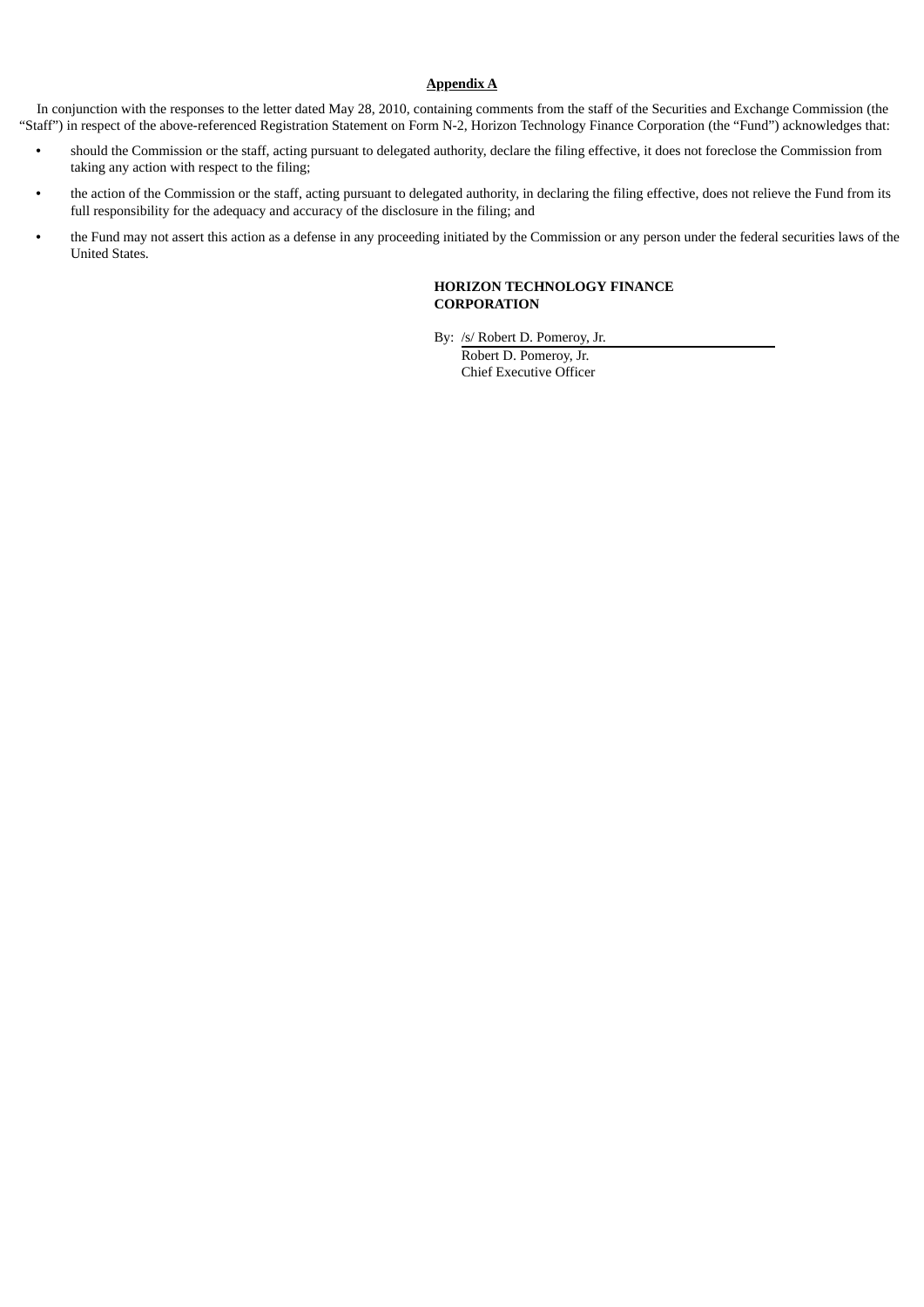**Appendix A**

In conjunction with the responses to the letter dated May 28, 2010, containing comments from the staff of the Securities and Exchange Commission (the "Staff") in respect of the above-referenced Registration Statement on Form N-2, Horizon Technology Finance Corporation (the "Fund") acknowledges that:

- should the Commission or the staff, acting pursuant to delegated authority, declare the filing effective, it does not foreclose the Commission from taking any action with respect to the filing;
- the action of the Commission or the staff, acting pursuant to delegated authority, in declaring the filing effective, does not relieve the Fund from its full responsibility for the adequacy and accuracy of the disclosure in the filing; and
- the Fund may not assert this action as a defense in any proceeding initiated by the Commission or any person under the federal securities laws of the United States.

**HORIZON TECHNOLOGY FINANCE CORPORATION**

By: /s/ Robert D. Pomeroy, Jr.
Robert D. Pomeroy, Jr.
Chief Executive Officer